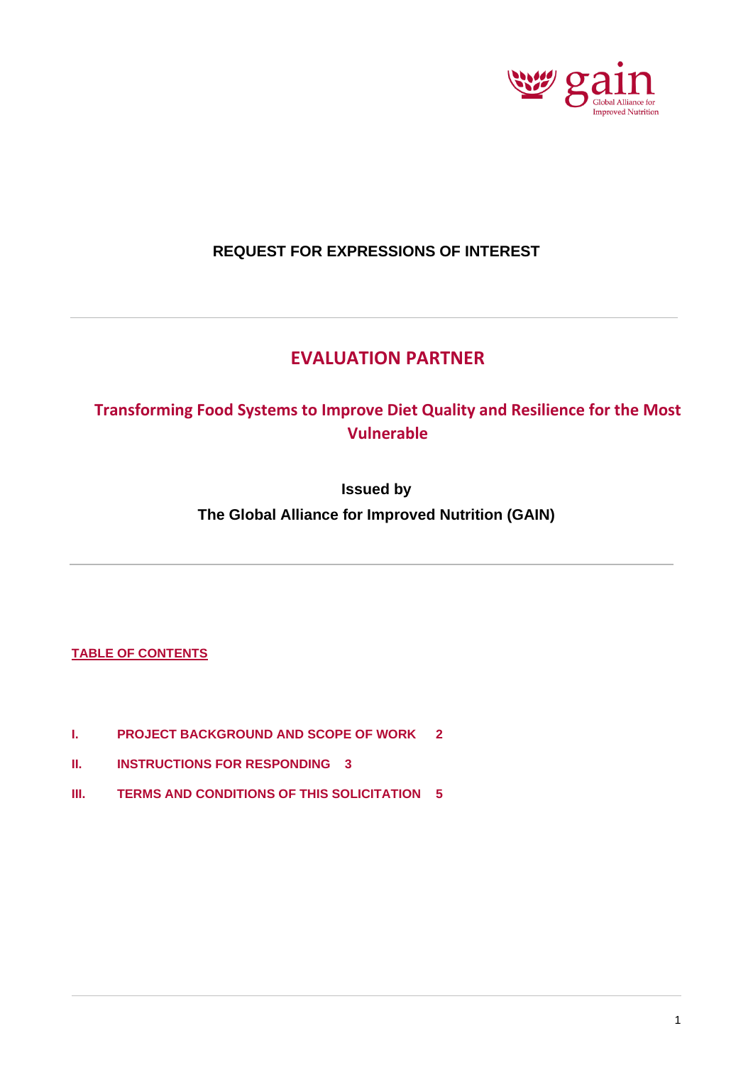**REQUEST FOR EXPRESSIONS OF INTEREST**

# EVALUATION PARTNER

## Transforming Food Systems to Improve Diet Quality and Resilience for the Most Vulnerable

**Issued by**

**The Global Alliance for Improved Nutrition (GAIN)**

**TABLE OF CONTENTS**

- **I. PROJECT BACKGROUND AND SCOPE OF WORK 2**
- **II. INSTRUCTIONS FOR RESPONDING 3**
- **III. TERMS AND CONDITIONS OF THIS SOLICITATION 5**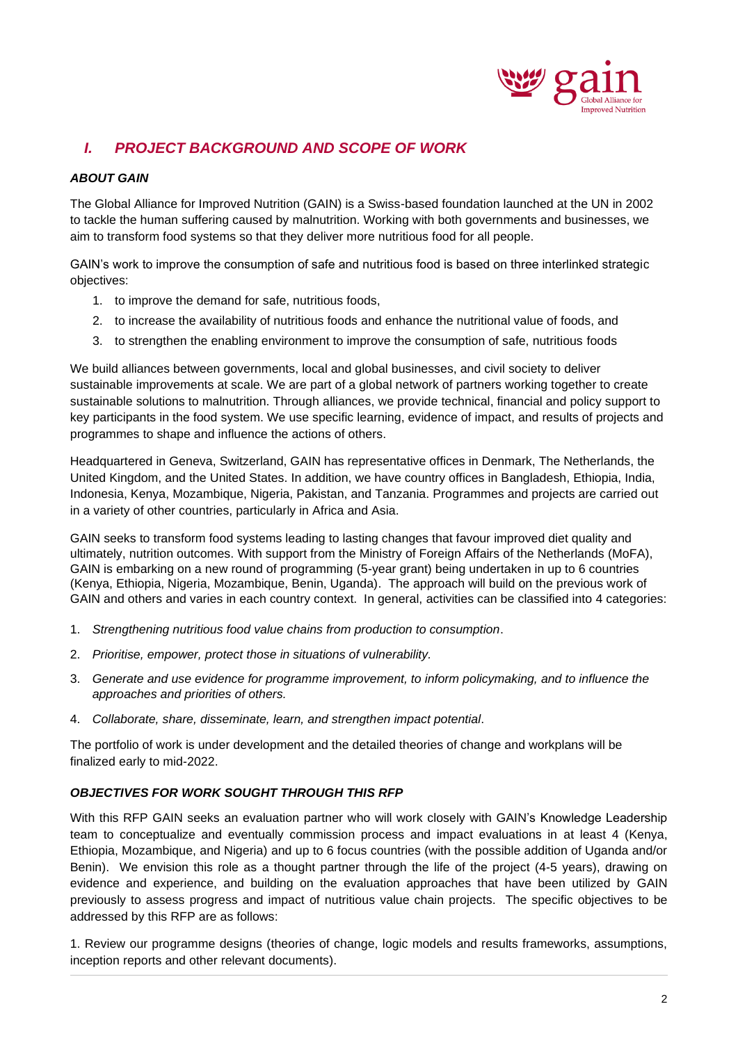## *I. PROJECT BACKGROUND AND SCOPE OF WORK*

### *ABOUT GAIN*

The Global Alliance for Improved Nutrition (GAIN) is a Swiss-based foundation launched at the UN in 2002 to tackle the human suffering caused by malnutrition. Working with both governments and businesses, we aim to transform food systems so that they deliver more nutritious food for all people.

GAIN's work to improve the consumption of safe and nutritious food is based on three interlinked strategic objectives:

1. to improve the demand for safe, nutritious foods,
2. to increase the availability of nutritious foods and enhance the nutritional value of foods, and
3. to strengthen the enabling environment to improve the consumption of safe, nutritious foods

We build alliances between governments, local and global businesses, and civil society to deliver sustainable improvements at scale. We are part of a global network of partners working together to create sustainable solutions to malnutrition. Through alliances, we provide technical, financial and policy support to key participants in the food system. We use specific learning, evidence of impact, and results of projects and programmes to shape and influence the actions of others.

Headquartered in Geneva, Switzerland, GAIN has representative offices in Denmark, The Netherlands, the United Kingdom, and the United States. In addition, we have country offices in Bangladesh, Ethiopia, India, Indonesia, Kenya, Mozambique, Nigeria, Pakistan, and Tanzania. Programmes and projects are carried out in a variety of other countries, particularly in Africa and Asia.

GAIN seeks to transform food systems leading to lasting changes that favour improved diet quality and ultimately, nutrition outcomes. With support from the Ministry of Foreign Affairs of the Netherlands (MoFA), GAIN is embarking on a new round of programming (5-year grant) being undertaken in up to 6 countries (Kenya, Ethiopia, Nigeria, Mozambique, Benin, Uganda). The approach will build on the previous work of GAIN and others and varies in each country context. In general, activities can be classified into 4 categories:

1. *Strengthening nutritious food value chains from production to consumption*.
2. *Prioritise, empower, protect those in situations of vulnerability.*
3. *Generate and use evidence for programme improvement, to inform policymaking, and to influence the approaches and priorities of others.*
4. *Collaborate, share, disseminate, learn, and strengthen impact potential*.

The portfolio of work is under development and the detailed theories of change and workplans will be finalized early to mid-2022.

### *OBJECTIVES FOR WORK SOUGHT THROUGH THIS RFP*

With this RFP GAIN seeks an evaluation partner who will work closely with GAIN's Knowledge Leadership team to conceptualize and eventually commission process and impact evaluations in at least 4 (Kenya, Ethiopia, Mozambique, and Nigeria) and up to 6 focus countries (with the possible addition of Uganda and/or Benin). We envision this role as a thought partner through the life of the project (4-5 years), drawing on evidence and experience, and building on the evaluation approaches that have been utilized by GAIN previously to assess progress and impact of nutritious value chain projects. The specific objectives to be addressed by this RFP are as follows:

1. Review our programme designs (theories of change, logic models and results frameworks, assumptions, inception reports and other relevant documents).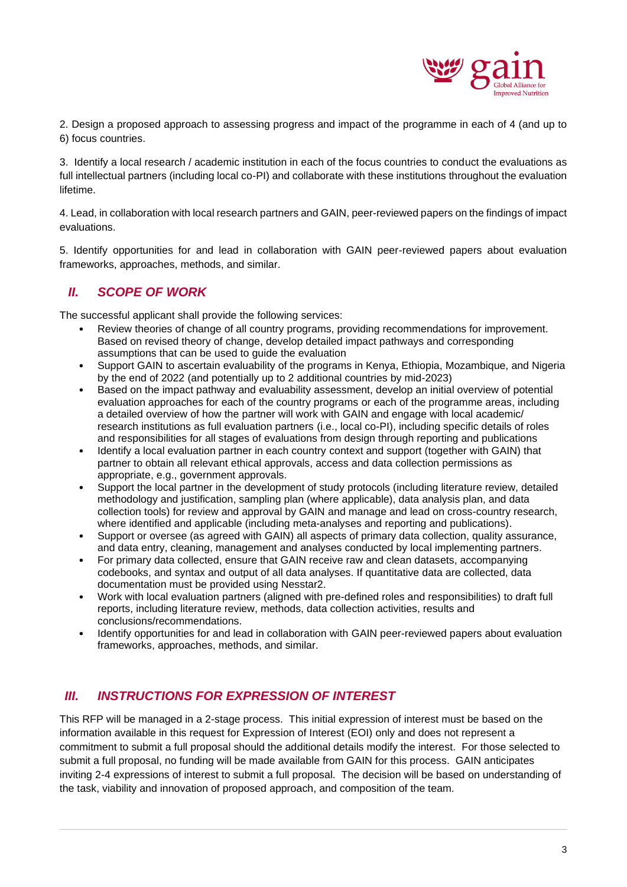2. Design a proposed approach to assessing progress and impact of the programme in each of 4 (and up to 6) focus countries.

3. Identify a local research / academic institution in each of the focus countries to conduct the evaluations as full intellectual partners (including local co-PI) and collaborate with these institutions throughout the evaluation lifetime.

4. Lead, in collaboration with local research partners and GAIN, peer-reviewed papers on the findings of impact evaluations.

5. Identify opportunities for and lead in collaboration with GAIN peer-reviewed papers about evaluation frameworks, approaches, methods, and similar.

## *II. SCOPE OF WORK*

The successful applicant shall provide the following services:

- Review theories of change of all country programs, providing recommendations for improvement. Based on revised theory of change, develop detailed impact pathways and corresponding assumptions that can be used to guide the evaluation
- Support GAIN to ascertain evaluability of the programs in Kenya, Ethiopia, Mozambique, and Nigeria by the end of 2022 (and potentially up to 2 additional countries by mid-2023)
- Based on the impact pathway and evaluability assessment, develop an initial overview of potential evaluation approaches for each of the country programs or each of the programme areas, including a detailed overview of how the partner will work with GAIN and engage with local academic/ research institutions as full evaluation partners (i.e., local co-PI), including specific details of roles and responsibilities for all stages of evaluations from design through reporting and publications
- Identify a local evaluation partner in each country context and support (together with GAIN) that partner to obtain all relevant ethical approvals, access and data collection permissions as appropriate, e.g., government approvals.
- Support the local partner in the development of study protocols (including literature review, detailed methodology and justification, sampling plan (where applicable), data analysis plan, and data collection tools) for review and approval by GAIN and manage and lead on cross-country research, where identified and applicable (including meta-analyses and reporting and publications).
- Support or oversee (as agreed with GAIN) all aspects of primary data collection, quality assurance, and data entry, cleaning, management and analyses conducted by local implementing partners.
- For primary data collected, ensure that GAIN receive raw and clean datasets, accompanying codebooks, and syntax and output of all data analyses. If quantitative data are collected, data documentation must be provided using Nesstar2.
- Work with local evaluation partners (aligned with pre-defined roles and responsibilities) to draft full reports, including literature review, methods, data collection activities, results and conclusions/recommendations.
- Identify opportunities for and lead in collaboration with GAIN peer-reviewed papers about evaluation frameworks, approaches, methods, and similar.

## *III. INSTRUCTIONS FOR EXPRESSION OF INTEREST*

This RFP will be managed in a 2-stage process. This initial expression of interest must be based on the information available in this request for Expression of Interest (EOI) only and does not represent a commitment to submit a full proposal should the additional details modify the interest. For those selected to submit a full proposal, no funding will be made available from GAIN for this process. GAIN anticipates inviting 2-4 expressions of interest to submit a full proposal. The decision will be based on understanding of the task, viability and innovation of proposed approach, and composition of the team.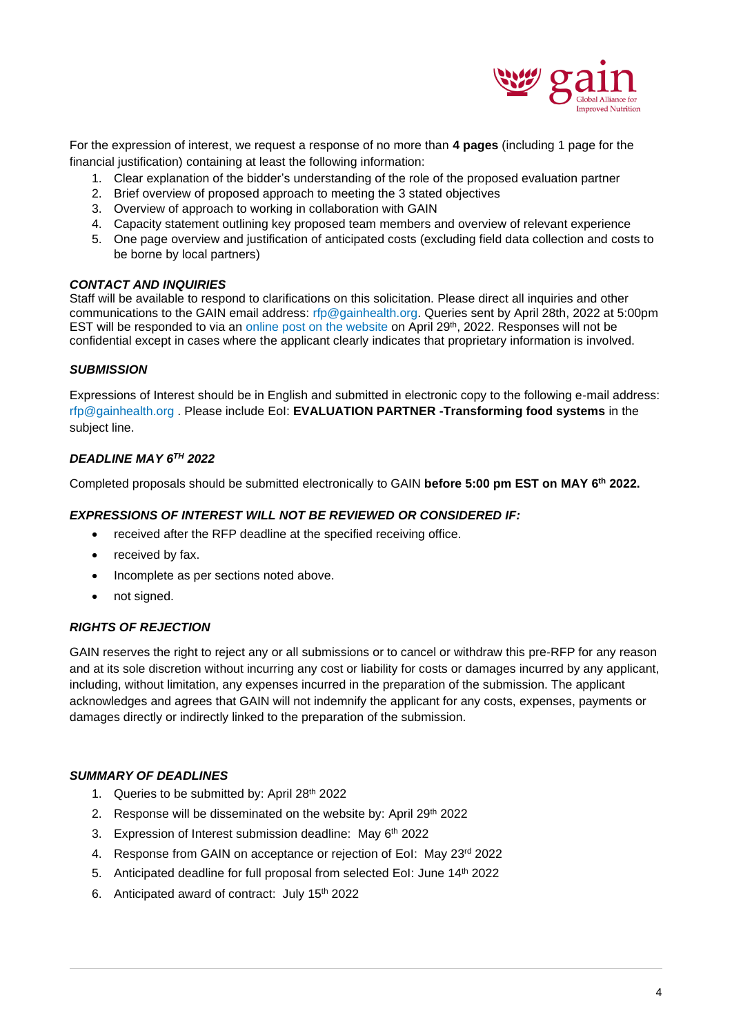For the expression of interest, we request a response of no more than **4 pages** (including 1 page for the financial justification) containing at least the following information:

1. Clear explanation of the bidder's understanding of the role of the proposed evaluation partner
2. Brief overview of proposed approach to meeting the 3 stated objectives
3. Overview of approach to working in collaboration with GAIN
4. Capacity statement outlining key proposed team members and overview of relevant experience
5. One page overview and justification of anticipated costs (excluding field data collection and costs to be borne by local partners)

***CONTACT AND INQUIRIES***

Staff will be available to respond to clarifications on this solicitation. Please direct all inquiries and other communications to the GAIN email address: rfp@gainhealth.org. Queries sent by April 28th, 2022 at 5:00pm EST will be responded to via an online post on the website on April 29th, 2022. Responses will not be confidential except in cases where the applicant clearly indicates that proprietary information is involved.

***SUBMISSION***

Expressions of Interest should be in English and submitted in electronic copy to the following e-mail address: rfp@gainhealth.org . Please include EoI: **EVALUATION PARTNER -Transforming food systems** in the subject line.

***DEADLINE MAY 6TH 2022***

Completed proposals should be submitted electronically to GAIN **before 5:00 pm EST on MAY 6th 2022.**

***EXPRESSIONS OF INTEREST WILL NOT BE REVIEWED OR CONSIDERED IF:***

- received after the RFP deadline at the specified receiving office.
- received by fax.
- Incomplete as per sections noted above.
- not signed.

***RIGHTS OF REJECTION***

GAIN reserves the right to reject any or all submissions or to cancel or withdraw this pre-RFP for any reason and at its sole discretion without incurring any cost or liability for costs or damages incurred by any applicant, including, without limitation, any expenses incurred in the preparation of the submission. The applicant acknowledges and agrees that GAIN will not indemnify the applicant for any costs, expenses, payments or damages directly or indirectly linked to the preparation of the submission.

***SUMMARY OF DEADLINES***

1. Queries to be submitted by: April 28th 2022
2. Response will be disseminated on the website by: April 29th 2022
3. Expression of Interest submission deadline: May 6th 2022
4. Response from GAIN on acceptance or rejection of EoI: May 23rd 2022
5. Anticipated deadline for full proposal from selected EoI: June 14th 2022
6. Anticipated award of contract: July 15th 2022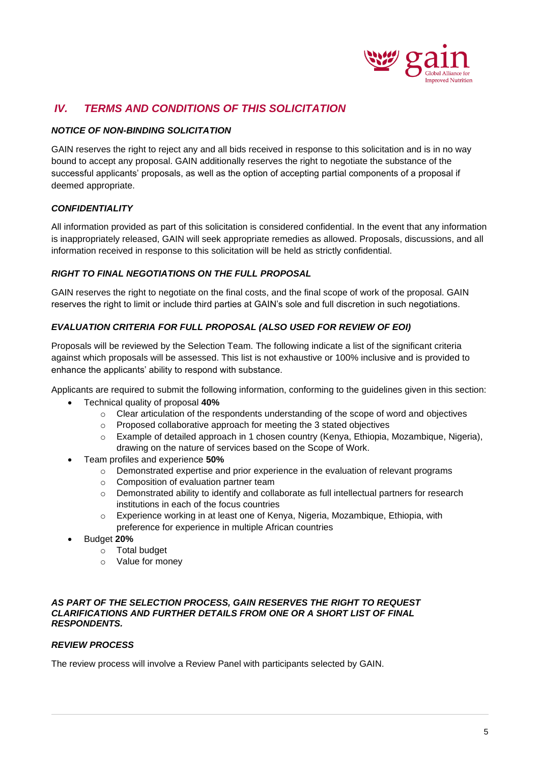## *IV. TERMS AND CONDITIONS OF THIS SOLICITATION*

### *NOTICE OF NON-BINDING SOLICITATION*

GAIN reserves the right to reject any and all bids received in response to this solicitation and is in no way bound to accept any proposal. GAIN additionally reserves the right to negotiate the substance of the successful applicants' proposals, as well as the option of accepting partial components of a proposal if deemed appropriate.

### *CONFIDENTIALITY*

All information provided as part of this solicitation is considered confidential. In the event that any information is inappropriately released, GAIN will seek appropriate remedies as allowed. Proposals, discussions, and all information received in response to this solicitation will be held as strictly confidential.

### *RIGHT TO FINAL NEGOTIATIONS ON THE FULL PROPOSAL*

GAIN reserves the right to negotiate on the final costs, and the final scope of work of the proposal. GAIN reserves the right to limit or include third parties at GAIN's sole and full discretion in such negotiations.

### *EVALUATION CRITERIA FOR FULL PROPOSAL (ALSO USED FOR REVIEW OF EOI)*

Proposals will be reviewed by the Selection Team. The following indicate a list of the significant criteria against which proposals will be assessed. This list is not exhaustive or 100% inclusive and is provided to enhance the applicants' ability to respond with substance.

Applicants are required to submit the following information, conforming to the guidelines given in this section:

- Technical quality of proposal **40%**
  - Clear articulation of the respondents understanding of the scope of word and objectives
  - Proposed collaborative approach for meeting the 3 stated objectives
  - Example of detailed approach in 1 chosen country (Kenya, Ethiopia, Mozambique, Nigeria), drawing on the nature of services based on the Scope of Work.
- Team profiles and experience **50%**
  - Demonstrated expertise and prior experience in the evaluation of relevant programs
  - Composition of evaluation partner team
  - Demonstrated ability to identify and collaborate as full intellectual partners for research institutions in each of the focus countries
  - Experience working in at least one of Kenya, Nigeria, Mozambique, Ethiopia, with preference for experience in multiple African countries
- Budget **20%**
  - Total budget
  - Value for money

***AS PART OF THE SELECTION PROCESS, GAIN RESERVES THE RIGHT TO REQUEST CLARIFICATIONS AND FURTHER DETAILS FROM ONE OR A SHORT LIST OF FINAL RESPONDENTS.***

### *REVIEW PROCESS*

The review process will involve a Review Panel with participants selected by GAIN.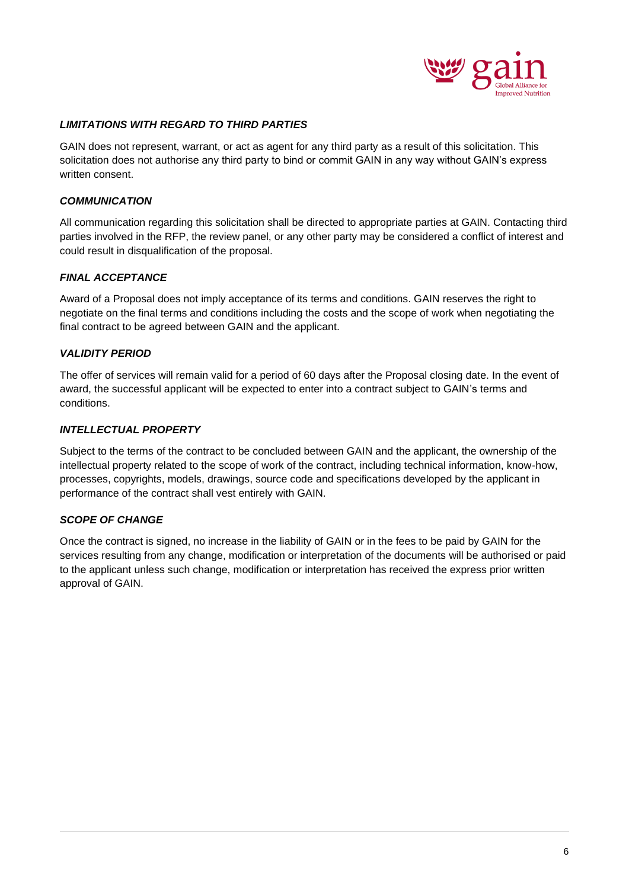### *LIMITATIONS WITH REGARD TO THIRD PARTIES*

GAIN does not represent, warrant, or act as agent for any third party as a result of this solicitation. This solicitation does not authorise any third party to bind or commit GAIN in any way without GAIN's express written consent.

### *COMMUNICATION*

All communication regarding this solicitation shall be directed to appropriate parties at GAIN. Contacting third parties involved in the RFP, the review panel, or any other party may be considered a conflict of interest and could result in disqualification of the proposal.

### *FINAL ACCEPTANCE*

Award of a Proposal does not imply acceptance of its terms and conditions. GAIN reserves the right to negotiate on the final terms and conditions including the costs and the scope of work when negotiating the final contract to be agreed between GAIN and the applicant.

### *VALIDITY PERIOD*

The offer of services will remain valid for a period of 60 days after the Proposal closing date. In the event of award, the successful applicant will be expected to enter into a contract subject to GAIN's terms and conditions.

### *INTELLECTUAL PROPERTY*

Subject to the terms of the contract to be concluded between GAIN and the applicant, the ownership of the intellectual property related to the scope of work of the contract, including technical information, know-how, processes, copyrights, models, drawings, source code and specifications developed by the applicant in performance of the contract shall vest entirely with GAIN.

### *SCOPE OF CHANGE*

Once the contract is signed, no increase in the liability of GAIN or in the fees to be paid by GAIN for the services resulting from any change, modification or interpretation of the documents will be authorised or paid to the applicant unless such change, modification or interpretation has received the express prior written approval of GAIN.